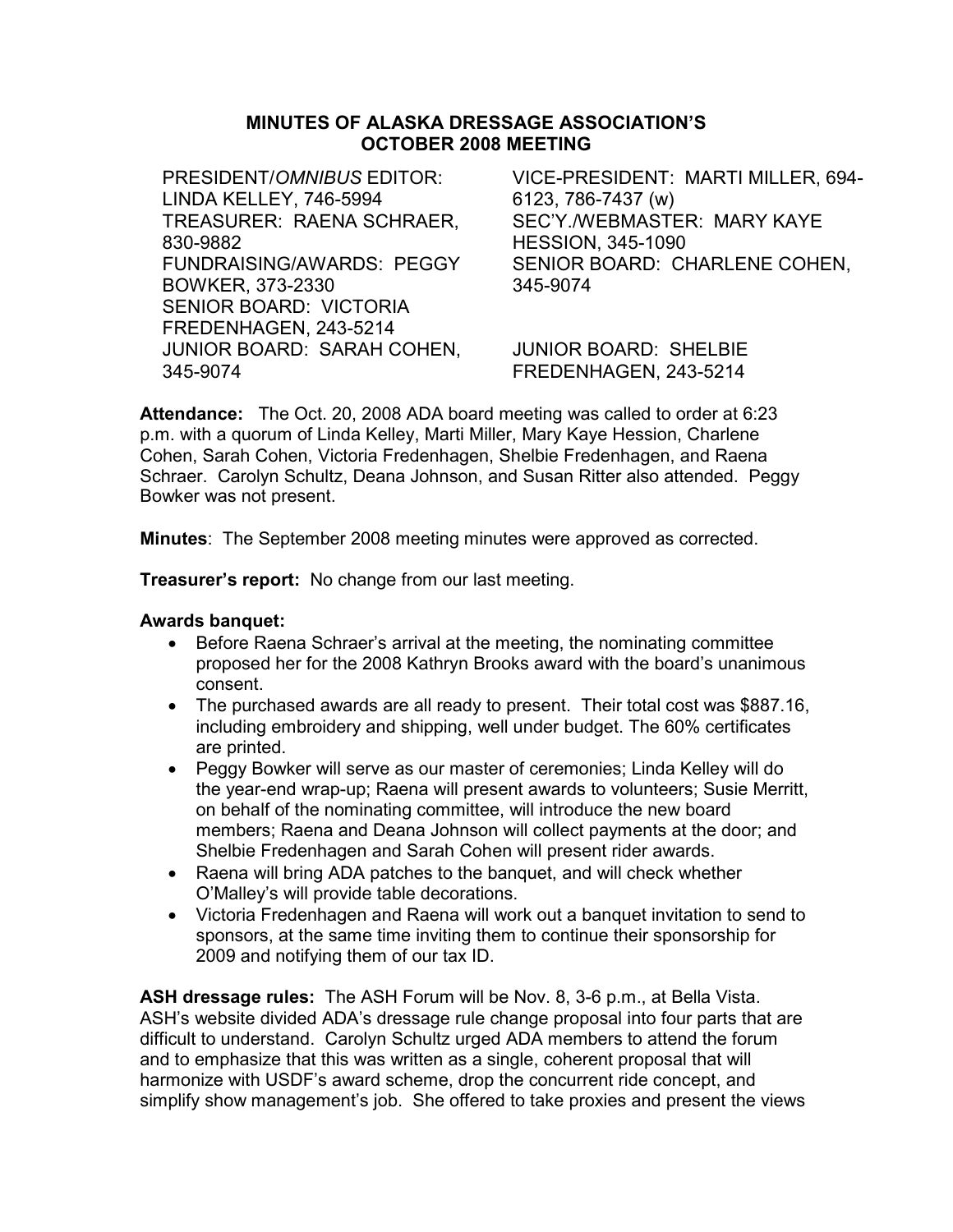# MINUTES OF ALASKA DRESSAGE ASSOCIATION'S OCTOBER 2008 MEETING

PRESIDENT/*OMNIBUS* EDITOR: LINDA KELLEY, 746-5994
TREASURER: RAENA SCHRAER, 830-9882
FUNDRAISING/AWARDS: PEGGY BOWKER, 373-2330
SENIOR BOARD: VICTORIA FREDENHAGEN, 243-5214
JUNIOR BOARD: SARAH COHEN, 345-9074

VICE-PRESIDENT: MARTI MILLER, 694-6123, 786-7437 (w)
SEC'Y./WEBMASTER: MARY KAYE HESSION, 345-1090
SENIOR BOARD: CHARLENE COHEN, 345-9074
JUNIOR BOARD: SHELBIE FREDENHAGEN, 243-5214

**Attendance:** The Oct. 20, 2008 ADA board meeting was called to order at 6:23 p.m. with a quorum of Linda Kelley, Marti Miller, Mary Kaye Hession, Charlene Cohen, Sarah Cohen, Victoria Fredenhagen, Shelbie Fredenhagen, and Raena Schraer. Carolyn Schultz, Deana Johnson, and Susan Ritter also attended. Peggy Bowker was not present.

**Minutes**: The September 2008 meeting minutes were approved as corrected.

**Treasurer's report:** No change from our last meeting.

**Awards banquet:**

- Before Raena Schraer's arrival at the meeting, the nominating committee proposed her for the 2008 Kathryn Brooks award with the board's unanimous consent.
- The purchased awards are all ready to present. Their total cost was $887.16, including embroidery and shipping, well under budget. The 60% certificates are printed.
- Peggy Bowker will serve as our master of ceremonies; Linda Kelley will do the year-end wrap-up; Raena will present awards to volunteers; Susie Merritt, on behalf of the nominating committee, will introduce the new board members; Raena and Deana Johnson will collect payments at the door; and Shelbie Fredenhagen and Sarah Cohen will present rider awards.
- Raena will bring ADA patches to the banquet, and will check whether O'Malley's will provide table decorations.
- Victoria Fredenhagen and Raena will work out a banquet invitation to send to sponsors, at the same time inviting them to continue their sponsorship for 2009 and notifying them of our tax ID.

**ASH dressage rules:** The ASH Forum will be Nov. 8, 3-6 p.m., at Bella Vista. ASH's website divided ADA's dressage rule change proposal into four parts that are difficult to understand. Carolyn Schultz urged ADA members to attend the forum and to emphasize that this was written as a single, coherent proposal that will harmonize with USDF's award scheme, drop the concurrent ride concept, and simplify show management's job. She offered to take proxies and present the views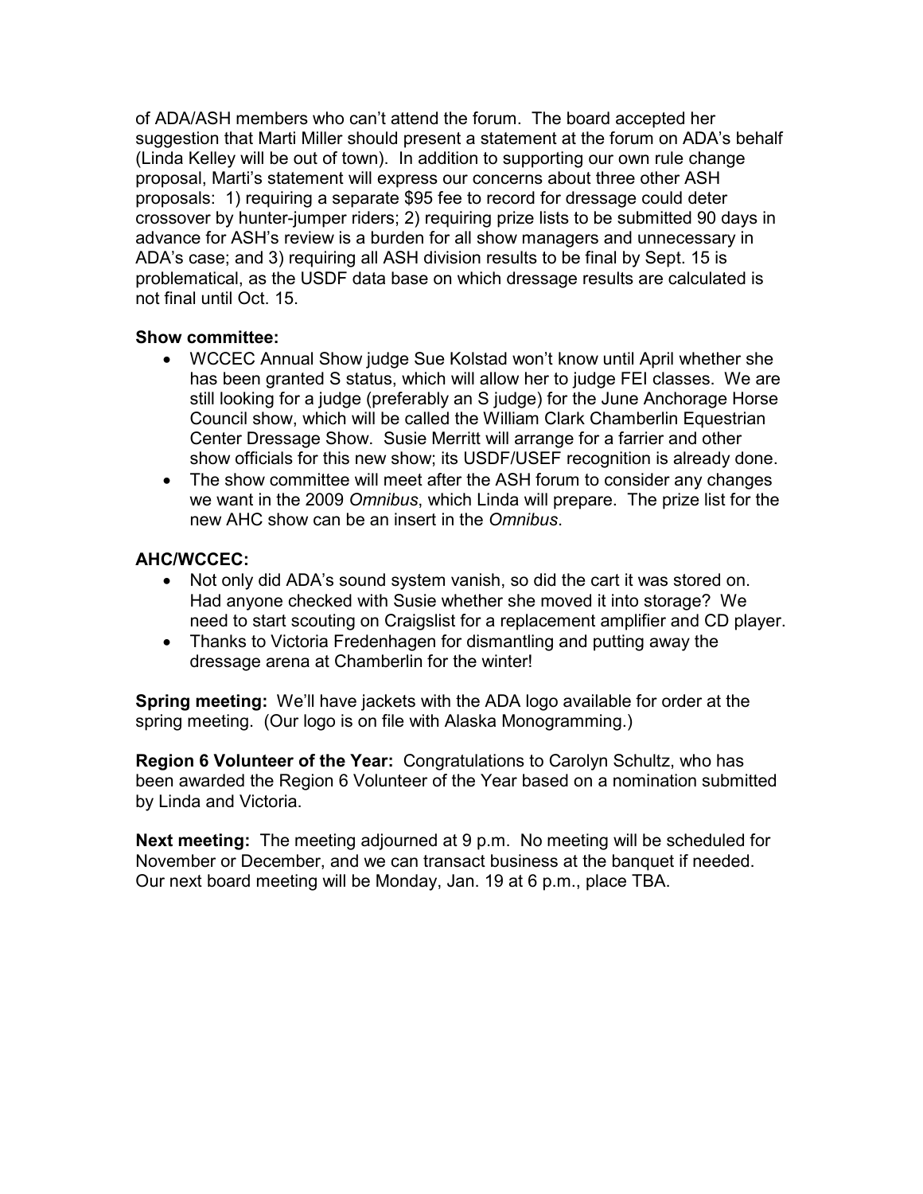of ADA/ASH members who can't attend the forum. The board accepted her suggestion that Marti Miller should present a statement at the forum on ADA's behalf (Linda Kelley will be out of town). In addition to supporting our own rule change proposal, Marti's statement will express our concerns about three other ASH proposals: 1) requiring a separate $95 fee to record for dressage could deter crossover by hunter-jumper riders; 2) requiring prize lists to be submitted 90 days in advance for ASH's review is a burden for all show managers and unnecessary in ADA's case; and 3) requiring all ASH division results to be final by Sept. 15 is problematical, as the USDF data base on which dressage results are calculated is not final until Oct. 15.

**Show committee:**

- WCCEC Annual Show judge Sue Kolstad won't know until April whether she has been granted S status, which will allow her to judge FEI classes. We are still looking for a judge (preferably an S judge) for the June Anchorage Horse Council show, which will be called the William Clark Chamberlin Equestrian Center Dressage Show. Susie Merritt will arrange for a farrier and other show officials for this new show; its USDF/USEF recognition is already done.
- The show committee will meet after the ASH forum to consider any changes we want in the 2009 *Omnibus*, which Linda will prepare. The prize list for the new AHC show can be an insert in the *Omnibus*.

**AHC/WCCEC:**

- Not only did ADA's sound system vanish, so did the cart it was stored on. Had anyone checked with Susie whether she moved it into storage? We need to start scouting on Craigslist for a replacement amplifier and CD player.
- Thanks to Victoria Fredenhagen for dismantling and putting away the dressage arena at Chamberlin for the winter!

**Spring meeting:** We'll have jackets with the ADA logo available for order at the spring meeting. (Our logo is on file with Alaska Monogramming.)

**Region 6 Volunteer of the Year:** Congratulations to Carolyn Schultz, who has been awarded the Region 6 Volunteer of the Year based on a nomination submitted by Linda and Victoria.

**Next meeting:** The meeting adjourned at 9 p.m. No meeting will be scheduled for November or December, and we can transact business at the banquet if needed. Our next board meeting will be Monday, Jan. 19 at 6 p.m., place TBA.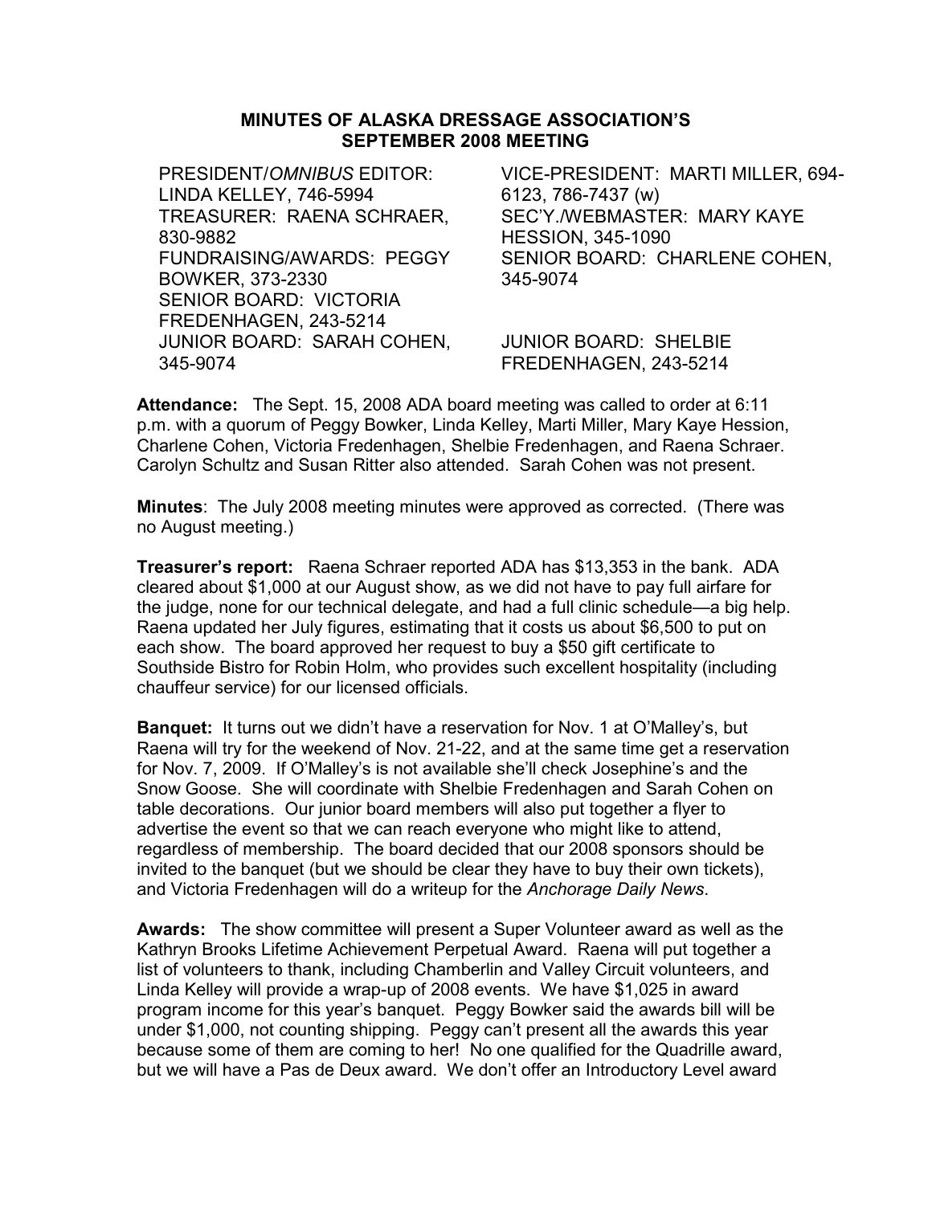# MINUTES OF ALASKA DRESSAGE ASSOCIATION'S SEPTEMBER 2008 MEETING

| | |
|---|---|
| PRESIDENT/*OMNIBUS* EDITOR: LINDA KELLEY, 746-5994 | VICE-PRESIDENT: MARTI MILLER, 694-6123, 786-7437 (w) |
| TREASURER: RAENA SCHRAER, 830-9882 | SEC'Y./WEBMASTER: MARY KAYE HESSION, 345-1090 |
| FUNDRAISING/AWARDS: PEGGY BOWKER, 373-2330 | SENIOR BOARD: CHARLENE COHEN, 345-9074 |
| SENIOR BOARD: VICTORIA FREDENHAGEN, 243-5214 | |
| JUNIOR BOARD: SARAH COHEN, 345-9074 | JUNIOR BOARD: SHELBIE FREDENHAGEN, 243-5214 |

**Attendance:** The Sept. 15, 2008 ADA board meeting was called to order at 6:11 p.m. with a quorum of Peggy Bowker, Linda Kelley, Marti Miller, Mary Kaye Hession, Charlene Cohen, Victoria Fredenhagen, Shelbie Fredenhagen, and Raena Schraer. Carolyn Schultz and Susan Ritter also attended. Sarah Cohen was not present.

**Minutes**: The July 2008 meeting minutes were approved as corrected. (There was no August meeting.)

**Treasurer's report:** Raena Schraer reported ADA has $13,353 in the bank. ADA cleared about $1,000 at our August show, as we did not have to pay full airfare for the judge, none for our technical delegate, and had a full clinic schedule—a big help. Raena updated her July figures, estimating that it costs us about $6,500 to put on each show. The board approved her request to buy a $50 gift certificate to Southside Bistro for Robin Holm, who provides such excellent hospitality (including chauffeur service) for our licensed officials.

**Banquet:** It turns out we didn't have a reservation for Nov. 1 at O'Malley's, but Raena will try for the weekend of Nov. 21-22, and at the same time get a reservation for Nov. 7, 2009. If O'Malley's is not available she'll check Josephine's and the Snow Goose. She will coordinate with Shelbie Fredenhagen and Sarah Cohen on table decorations. Our junior board members will also put together a flyer to advertise the event so that we can reach everyone who might like to attend, regardless of membership. The board decided that our 2008 sponsors should be invited to the banquet (but we should be clear they have to buy their own tickets), and Victoria Fredenhagen will do a writeup for the *Anchorage Daily News*.

**Awards:** The show committee will present a Super Volunteer award as well as the Kathryn Brooks Lifetime Achievement Perpetual Award. Raena will put together a list of volunteers to thank, including Chamberlin and Valley Circuit volunteers, and Linda Kelley will provide a wrap-up of 2008 events. We have $1,025 in award program income for this year's banquet. Peggy Bowker said the awards bill will be under $1,000, not counting shipping. Peggy can't present all the awards this year because some of them are coming to her! No one qualified for the Quadrille award, but we will have a Pas de Deux award. We don't offer an Introductory Level award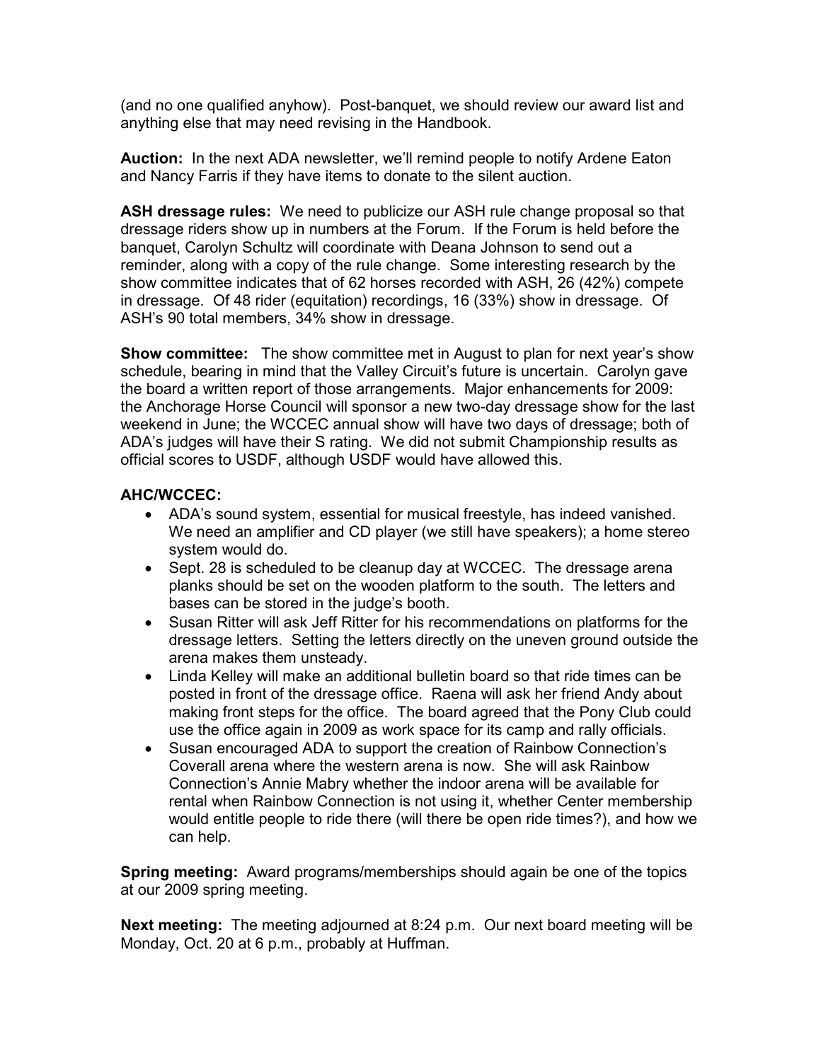(and no one qualified anyhow). Post-banquet, we should review our award list and anything else that may need revising in the Handbook.

**Auction:** In the next ADA newsletter, we'll remind people to notify Ardene Eaton and Nancy Farris if they have items to donate to the silent auction.

**ASH dressage rules:** We need to publicize our ASH rule change proposal so that dressage riders show up in numbers at the Forum. If the Forum is held before the banquet, Carolyn Schultz will coordinate with Deana Johnson to send out a reminder, along with a copy of the rule change. Some interesting research by the show committee indicates that of 62 horses recorded with ASH, 26 (42%) compete in dressage. Of 48 rider (equitation) recordings, 16 (33%) show in dressage. Of ASH's 90 total members, 34% show in dressage.

**Show committee:** The show committee met in August to plan for next year's show schedule, bearing in mind that the Valley Circuit's future is uncertain. Carolyn gave the board a written report of those arrangements. Major enhancements for 2009: the Anchorage Horse Council will sponsor a new two-day dressage show for the last weekend in June; the WCCEC annual show will have two days of dressage; both of ADA's judges will have their S rating. We did not submit Championship results as official scores to USDF, although USDF would have allowed this.

**AHC/WCCEC:**

- ADA's sound system, essential for musical freestyle, has indeed vanished. We need an amplifier and CD player (we still have speakers); a home stereo system would do.
- Sept. 28 is scheduled to be cleanup day at WCCEC. The dressage arena planks should be set on the wooden platform to the south. The letters and bases can be stored in the judge's booth.
- Susan Ritter will ask Jeff Ritter for his recommendations on platforms for the dressage letters. Setting the letters directly on the uneven ground outside the arena makes them unsteady.
- Linda Kelley will make an additional bulletin board so that ride times can be posted in front of the dressage office. Raena will ask her friend Andy about making front steps for the office. The board agreed that the Pony Club could use the office again in 2009 as work space for its camp and rally officials.
- Susan encouraged ADA to support the creation of Rainbow Connection's Coverall arena where the western arena is now. She will ask Rainbow Connection's Annie Mabry whether the indoor arena will be available for rental when Rainbow Connection is not using it, whether Center membership would entitle people to ride there (will there be open ride times?), and how we can help.

**Spring meeting:** Award programs/memberships should again be one of the topics at our 2009 spring meeting.

**Next meeting:** The meeting adjourned at 8:24 p.m. Our next board meeting will be Monday, Oct. 20 at 6 p.m., probably at Huffman.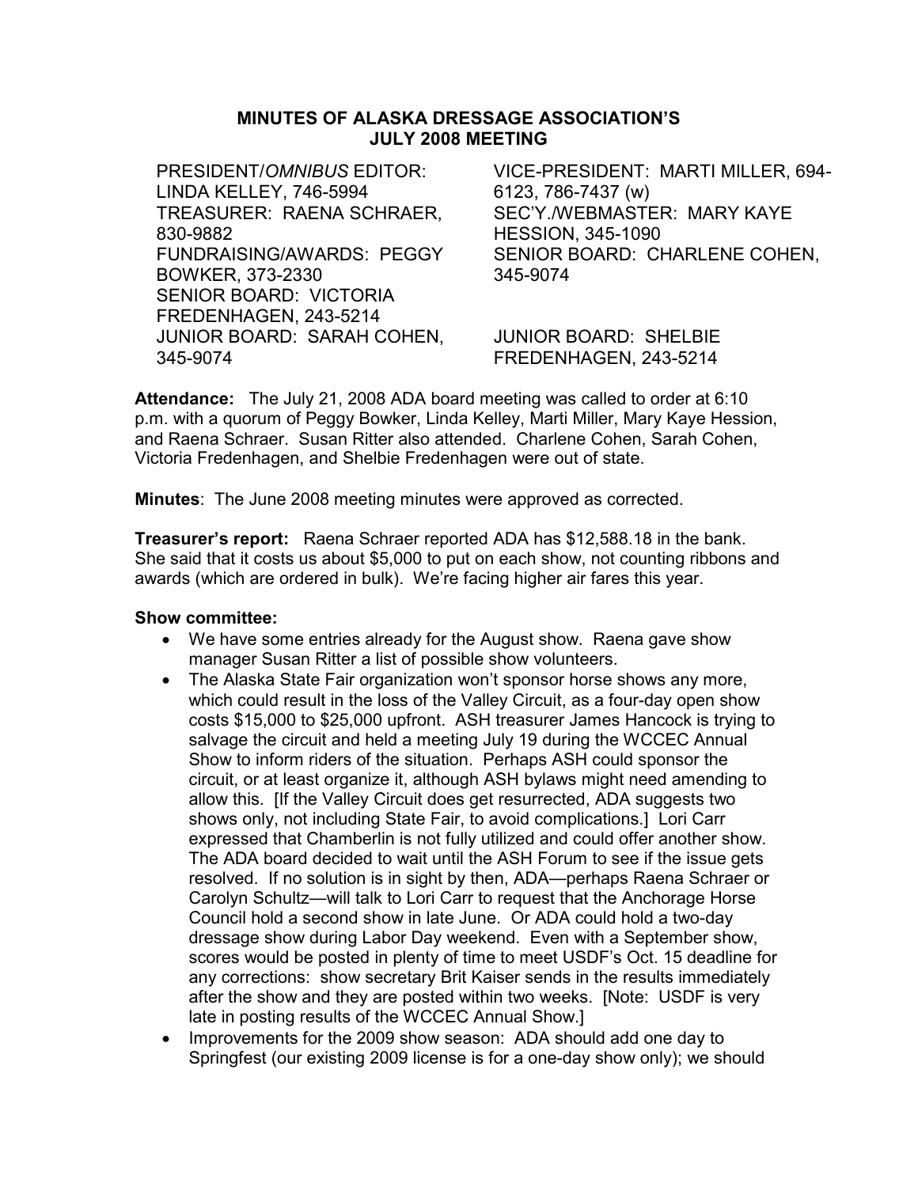# MINUTES OF ALASKA DRESSAGE ASSOCIATION'S JULY 2008 MEETING

PRESIDENT/*OMNIBUS* EDITOR: LINDA KELLEY, 746-5994
VICE-PRESIDENT: MARTI MILLER, 694-6123, 786-7437 (w)
TREASURER: RAENA SCHRAER, 830-9882
SEC'Y./WEBMASTER: MARY KAYE HESSION, 345-1090
FUNDRAISING/AWARDS: PEGGY BOWKER, 373-2330
SENIOR BOARD: CHARLENE COHEN, 345-9074
SENIOR BOARD: VICTORIA FREDENHAGEN, 243-5214
JUNIOR BOARD: SARAH COHEN, 345-9074
JUNIOR BOARD: SHELBIE FREDENHAGEN, 243-5214

**Attendance:** The July 21, 2008 ADA board meeting was called to order at 6:10 p.m. with a quorum of Peggy Bowker, Linda Kelley, Marti Miller, Mary Kaye Hession, and Raena Schraer. Susan Ritter also attended. Charlene Cohen, Sarah Cohen, Victoria Fredenhagen, and Shelbie Fredenhagen were out of state.

**Minutes**: The June 2008 meeting minutes were approved as corrected.

**Treasurer's report:** Raena Schraer reported ADA has $12,588.18 in the bank. She said that it costs us about $5,000 to put on each show, not counting ribbons and awards (which are ordered in bulk). We're facing higher air fares this year.

**Show committee:**

- We have some entries already for the August show. Raena gave show manager Susan Ritter a list of possible show volunteers.
- The Alaska State Fair organization won't sponsor horse shows any more, which could result in the loss of the Valley Circuit, as a four-day open show costs $15,000 to $25,000 upfront. ASH treasurer James Hancock is trying to salvage the circuit and held a meeting July 19 during the WCCEC Annual Show to inform riders of the situation. Perhaps ASH could sponsor the circuit, or at least organize it, although ASH bylaws might need amending to allow this. [If the Valley Circuit does get resurrected, ADA suggests two shows only, not including State Fair, to avoid complications.] Lori Carr expressed that Chamberlin is not fully utilized and could offer another show. The ADA board decided to wait until the ASH Forum to see if the issue gets resolved. If no solution is in sight by then, ADA—perhaps Raena Schraer or Carolyn Schultz—will talk to Lori Carr to request that the Anchorage Horse Council hold a second show in late June. Or ADA could hold a two-day dressage show during Labor Day weekend. Even with a September show, scores would be posted in plenty of time to meet USDF's Oct. 15 deadline for any corrections: show secretary Brit Kaiser sends in the results immediately after the show and they are posted within two weeks. [Note: USDF is very late in posting results of the WCCEC Annual Show.]
- Improvements for the 2009 show season: ADA should add one day to Springfest (our existing 2009 license is for a one-day show only); we should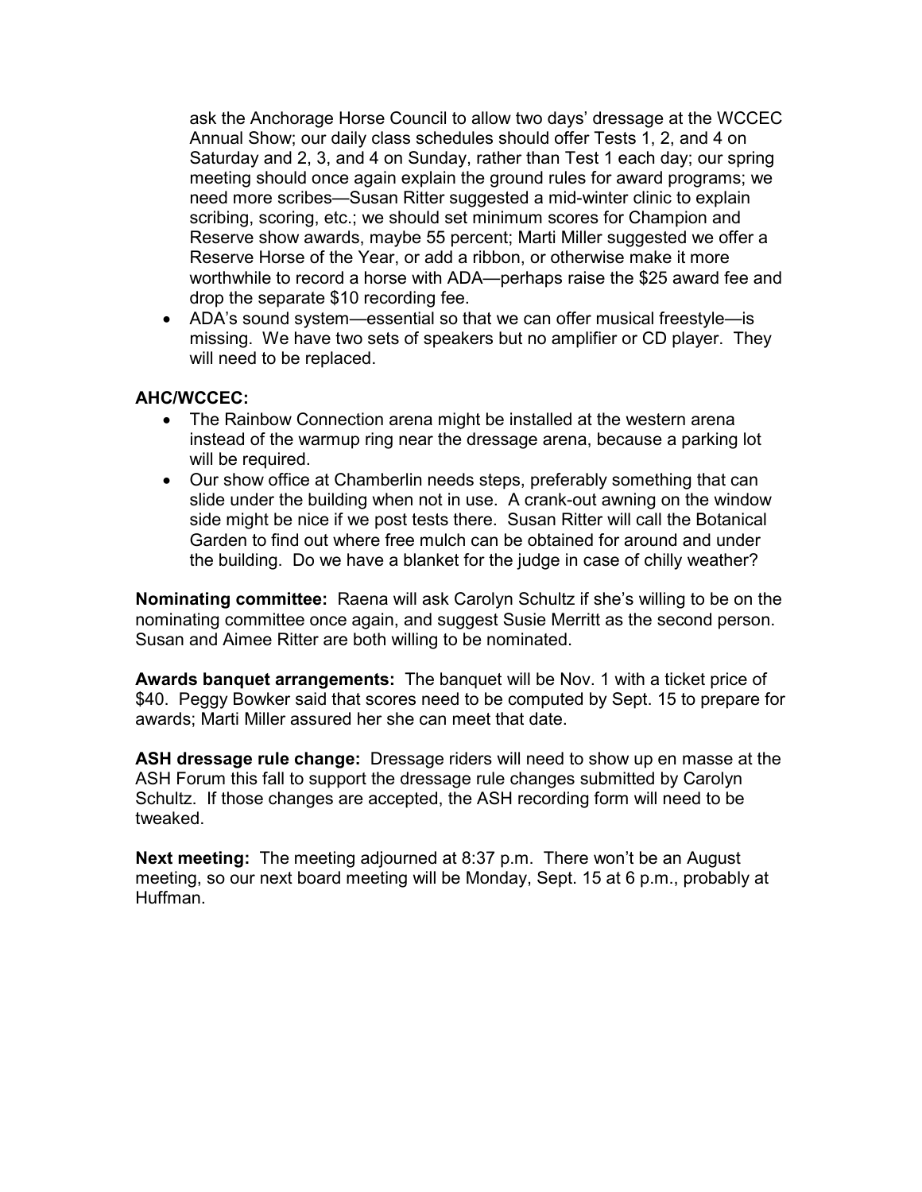ask the Anchorage Horse Council to allow two days' dressage at the WCCEC Annual Show; our daily class schedules should offer Tests 1, 2, and 4 on Saturday and 2, 3, and 4 on Sunday, rather than Test 1 each day; our spring meeting should once again explain the ground rules for award programs; we need more scribes—Susan Ritter suggested a mid-winter clinic to explain scribing, scoring, etc.; we should set minimum scores for Champion and Reserve show awards, maybe 55 percent; Marti Miller suggested we offer a Reserve Horse of the Year, or add a ribbon, or otherwise make it more worthwhile to record a horse with ADA—perhaps raise the $25 award fee and drop the separate $10 recording fee.

- ADA's sound system—essential so that we can offer musical freestyle—is missing. We have two sets of speakers but no amplifier or CD player. They will need to be replaced.

**AHC/WCCEC:**

- The Rainbow Connection arena might be installed at the western arena instead of the warmup ring near the dressage arena, because a parking lot will be required.
- Our show office at Chamberlin needs steps, preferably something that can slide under the building when not in use. A crank-out awning on the window side might be nice if we post tests there. Susan Ritter will call the Botanical Garden to find out where free mulch can be obtained for around and under the building. Do we have a blanket for the judge in case of chilly weather?

**Nominating committee:** Raena will ask Carolyn Schultz if she's willing to be on the nominating committee once again, and suggest Susie Merritt as the second person. Susan and Aimee Ritter are both willing to be nominated.

**Awards banquet arrangements:** The banquet will be Nov. 1 with a ticket price of $40. Peggy Bowker said that scores need to be computed by Sept. 15 to prepare for awards; Marti Miller assured her she can meet that date.

**ASH dressage rule change:** Dressage riders will need to show up en masse at the ASH Forum this fall to support the dressage rule changes submitted by Carolyn Schultz. If those changes are accepted, the ASH recording form will need to be tweaked.

**Next meeting:** The meeting adjourned at 8:37 p.m. There won't be an August meeting, so our next board meeting will be Monday, Sept. 15 at 6 p.m., probably at Huffman.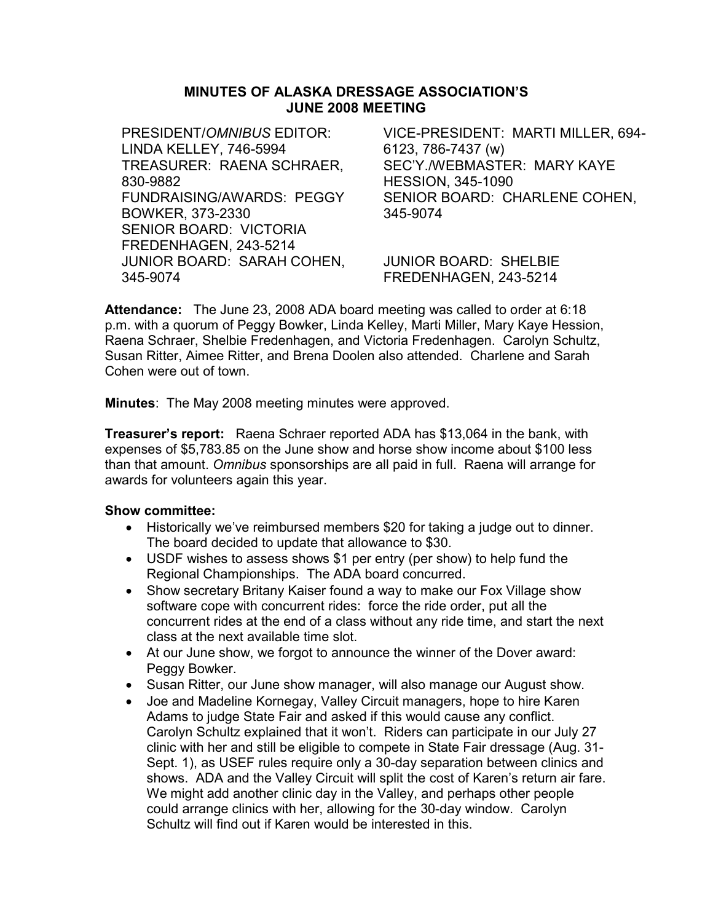**MINUTES OF ALASKA DRESSAGE ASSOCIATION'S JUNE 2008 MEETING**

PRESIDENT/*OMNIBUS* EDITOR: LINDA KELLEY, 746-5994
VICE-PRESIDENT: MARTI MILLER, 694-6123, 786-7437 (w)
TREASURER: RAENA SCHRAER, 830-9882
SEC'Y./WEBMASTER: MARY KAYE HESSION, 345-1090
FUNDRAISING/AWARDS: PEGGY BOWKER, 373-2330
SENIOR BOARD: CHARLENE COHEN, 345-9074
SENIOR BOARD: VICTORIA FREDENHAGEN, 243-5214
JUNIOR BOARD: SARAH COHEN, 345-9074
JUNIOR BOARD: SHELBIE FREDENHAGEN, 243-5214

**Attendance:** The June 23, 2008 ADA board meeting was called to order at 6:18 p.m. with a quorum of Peggy Bowker, Linda Kelley, Marti Miller, Mary Kaye Hession, Raena Schraer, Shelbie Fredenhagen, and Victoria Fredenhagen. Carolyn Schultz, Susan Ritter, Aimee Ritter, and Brena Doolen also attended. Charlene and Sarah Cohen were out of town.

**Minutes**: The May 2008 meeting minutes were approved.

**Treasurer's report:** Raena Schraer reported ADA has $13,064 in the bank, with expenses of $5,783.85 on the June show and horse show income about $100 less than that amount. *Omnibus* sponsorships are all paid in full. Raena will arrange for awards for volunteers again this year.

**Show committee:**

- Historically we've reimbursed members $20 for taking a judge out to dinner. The board decided to update that allowance to $30.
- USDF wishes to assess shows $1 per entry (per show) to help fund the Regional Championships. The ADA board concurred.
- Show secretary Britany Kaiser found a way to make our Fox Village show software cope with concurrent rides: force the ride order, put all the concurrent rides at the end of a class without any ride time, and start the next class at the next available time slot.
- At our June show, we forgot to announce the winner of the Dover award: Peggy Bowker.
- Susan Ritter, our June show manager, will also manage our August show.
- Joe and Madeline Kornegay, Valley Circuit managers, hope to hire Karen Adams to judge State Fair and asked if this would cause any conflict. Carolyn Schultz explained that it won't. Riders can participate in our July 27 clinic with her and still be eligible to compete in State Fair dressage (Aug. 31-Sept. 1), as USEF rules require only a 30-day separation between clinics and shows. ADA and the Valley Circuit will split the cost of Karen's return air fare. We might add another clinic day in the Valley, and perhaps other people could arrange clinics with her, allowing for the 30-day window. Carolyn Schultz will find out if Karen would be interested in this.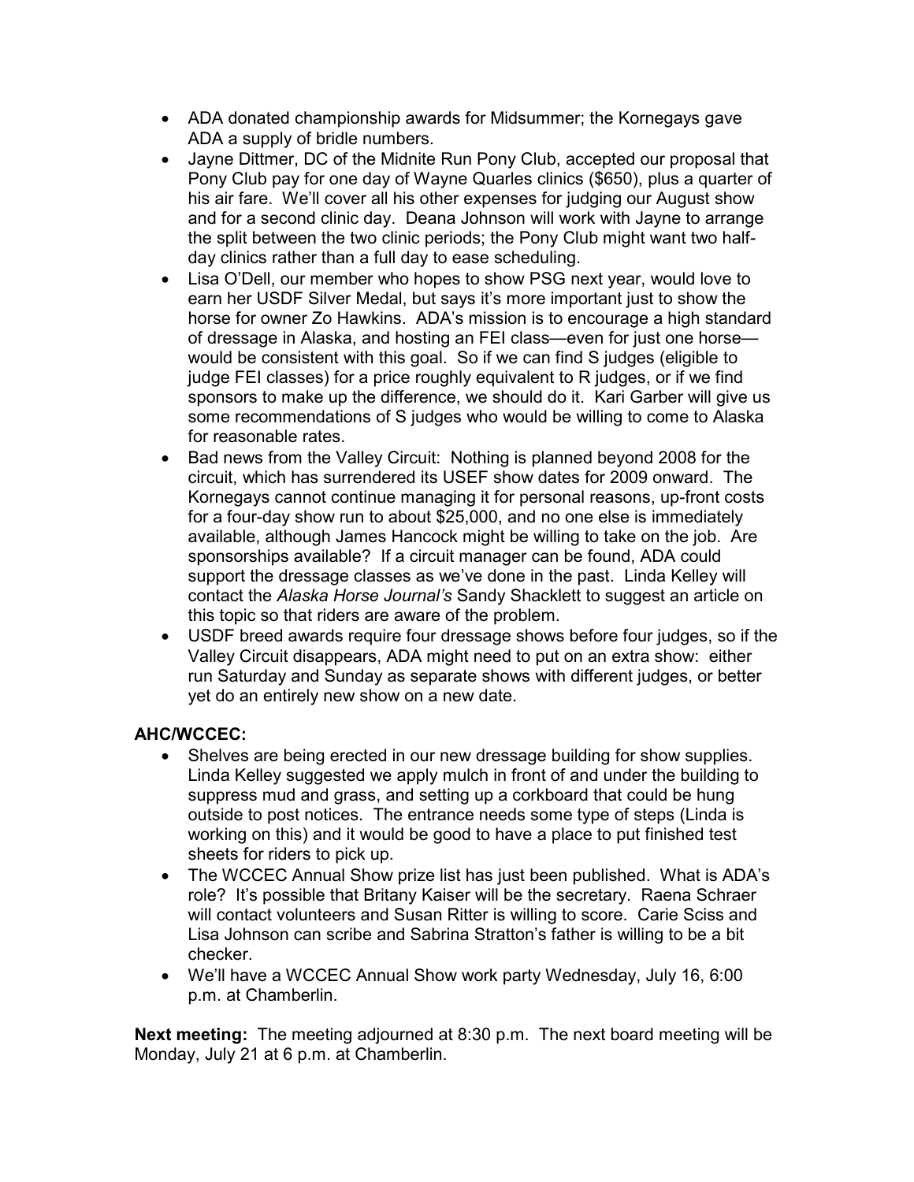- ADA donated championship awards for Midsummer; the Kornegays gave ADA a supply of bridle numbers.
- Jayne Dittmer, DC of the Midnite Run Pony Club, accepted our proposal that Pony Club pay for one day of Wayne Quarles clinics ($650), plus a quarter of his air fare. We'll cover all his other expenses for judging our August show and for a second clinic day. Deana Johnson will work with Jayne to arrange the split between the two clinic periods; the Pony Club might want two half-day clinics rather than a full day to ease scheduling.
- Lisa O'Dell, our member who hopes to show PSG next year, would love to earn her USDF Silver Medal, but says it's more important just to show the horse for owner Zo Hawkins. ADA's mission is to encourage a high standard of dressage in Alaska, and hosting an FEI class—even for just one horse—would be consistent with this goal. So if we can find S judges (eligible to judge FEI classes) for a price roughly equivalent to R judges, or if we find sponsors to make up the difference, we should do it. Kari Garber will give us some recommendations of S judges who would be willing to come to Alaska for reasonable rates.
- Bad news from the Valley Circuit: Nothing is planned beyond 2008 for the circuit, which has surrendered its USEF show dates for 2009 onward. The Kornegays cannot continue managing it for personal reasons, up-front costs for a four-day show run to about $25,000, and no one else is immediately available, although James Hancock might be willing to take on the job. Are sponsorships available? If a circuit manager can be found, ADA could support the dressage classes as we've done in the past. Linda Kelley will contact the *Alaska Horse Journal's* Sandy Shacklett to suggest an article on this topic so that riders are aware of the problem.
- USDF breed awards require four dressage shows before four judges, so if the Valley Circuit disappears, ADA might need to put on an extra show: either run Saturday and Sunday as separate shows with different judges, or better yet do an entirely new show on a new date.

**AHC/WCCEC:**

- Shelves are being erected in our new dressage building for show supplies. Linda Kelley suggested we apply mulch in front of and under the building to suppress mud and grass, and setting up a corkboard that could be hung outside to post notices. The entrance needs some type of steps (Linda is working on this) and it would be good to have a place to put finished test sheets for riders to pick up.
- The WCCEC Annual Show prize list has just been published. What is ADA's role? It's possible that Britany Kaiser will be the secretary. Raena Schraer will contact volunteers and Susan Ritter is willing to score. Carie Sciss and Lisa Johnson can scribe and Sabrina Stratton's father is willing to be a bit checker.
- We'll have a WCCEC Annual Show work party Wednesday, July 16, 6:00 p.m. at Chamberlin.

**Next meeting:** The meeting adjourned at 8:30 p.m. The next board meeting will be Monday, July 21 at 6 p.m. at Chamberlin.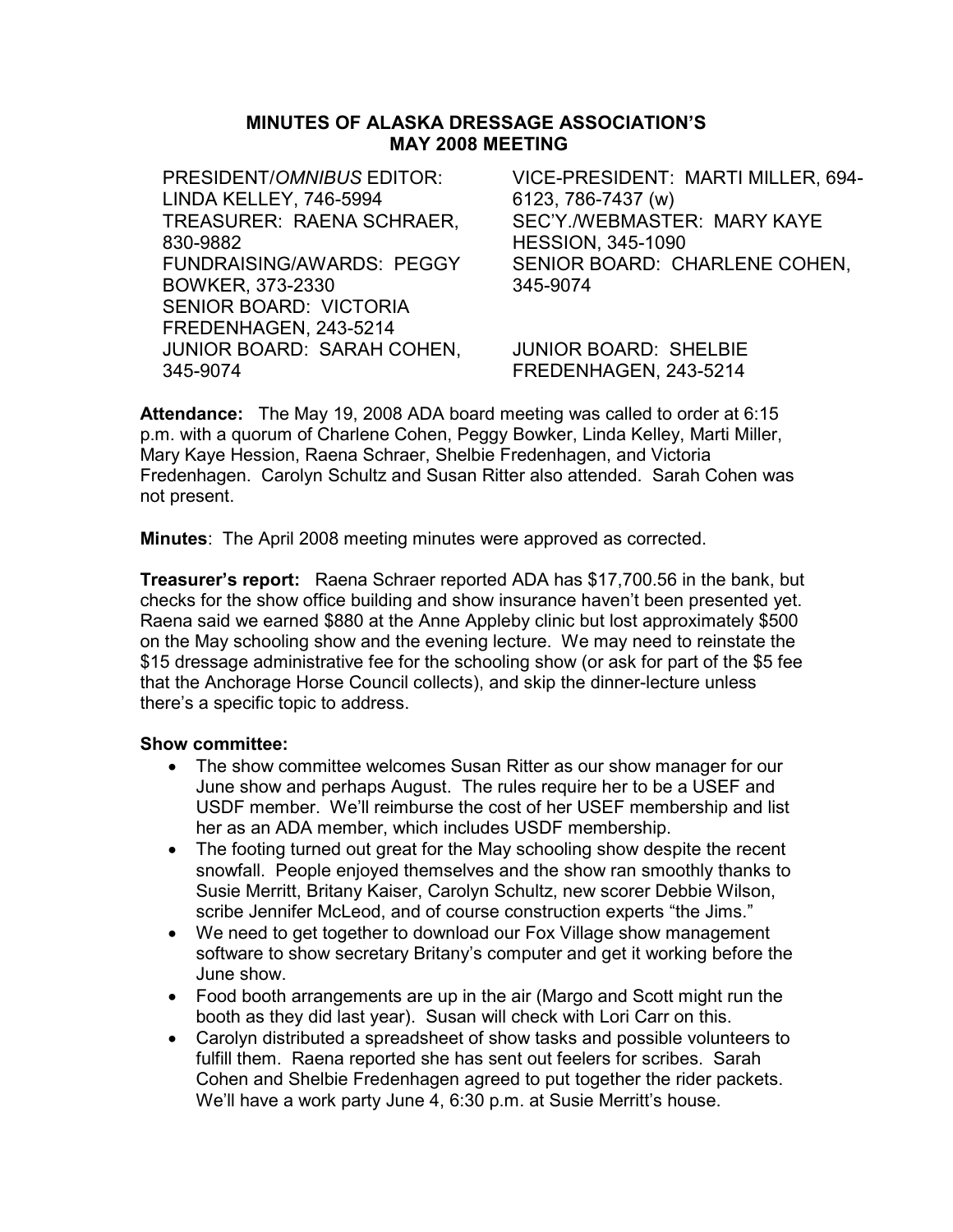# MINUTES OF ALASKA DRESSAGE ASSOCIATION'S MAY 2008 MEETING

PRESIDENT/*OMNIBUS* EDITOR: LINDA KELLEY, 746-5994
VICE-PRESIDENT: MARTI MILLER, 694-6123, 786-7437 (w)
TREASURER: RAENA SCHRAER, 830-9882
SEC'Y./WEBMASTER: MARY KAYE HESSION, 345-1090
FUNDRAISING/AWARDS: PEGGY BOWKER, 373-2330
SENIOR BOARD: CHARLENE COHEN, 345-9074
SENIOR BOARD: VICTORIA FREDENHAGEN, 243-5214
JUNIOR BOARD: SARAH COHEN, 345-9074
JUNIOR BOARD: SHELBIE FREDENHAGEN, 243-5214

**Attendance:** The May 19, 2008 ADA board meeting was called to order at 6:15 p.m. with a quorum of Charlene Cohen, Peggy Bowker, Linda Kelley, Marti Miller, Mary Kaye Hession, Raena Schraer, Shelbie Fredenhagen, and Victoria Fredenhagen. Carolyn Schultz and Susan Ritter also attended. Sarah Cohen was not present.

**Minutes**: The April 2008 meeting minutes were approved as corrected.

**Treasurer's report:** Raena Schraer reported ADA has $17,700.56 in the bank, but checks for the show office building and show insurance haven't been presented yet. Raena said we earned $880 at the Anne Appleby clinic but lost approximately $500 on the May schooling show and the evening lecture. We may need to reinstate the $15 dressage administrative fee for the schooling show (or ask for part of the $5 fee that the Anchorage Horse Council collects), and skip the dinner-lecture unless there's a specific topic to address.

**Show committee:**

- The show committee welcomes Susan Ritter as our show manager for our June show and perhaps August. The rules require her to be a USEF and USDF member. We'll reimburse the cost of her USEF membership and list her as an ADA member, which includes USDF membership.
- The footing turned out great for the May schooling show despite the recent snowfall. People enjoyed themselves and the show ran smoothly thanks to Susie Merritt, Britany Kaiser, Carolyn Schultz, new scorer Debbie Wilson, scribe Jennifer McLeod, and of course construction experts "the Jims."
- We need to get together to download our Fox Village show management software to show secretary Britany's computer and get it working before the June show.
- Food booth arrangements are up in the air (Margo and Scott might run the booth as they did last year). Susan will check with Lori Carr on this.
- Carolyn distributed a spreadsheet of show tasks and possible volunteers to fulfill them. Raena reported she has sent out feelers for scribes. Sarah Cohen and Shelbie Fredenhagen agreed to put together the rider packets. We'll have a work party June 4, 6:30 p.m. at Susie Merritt's house.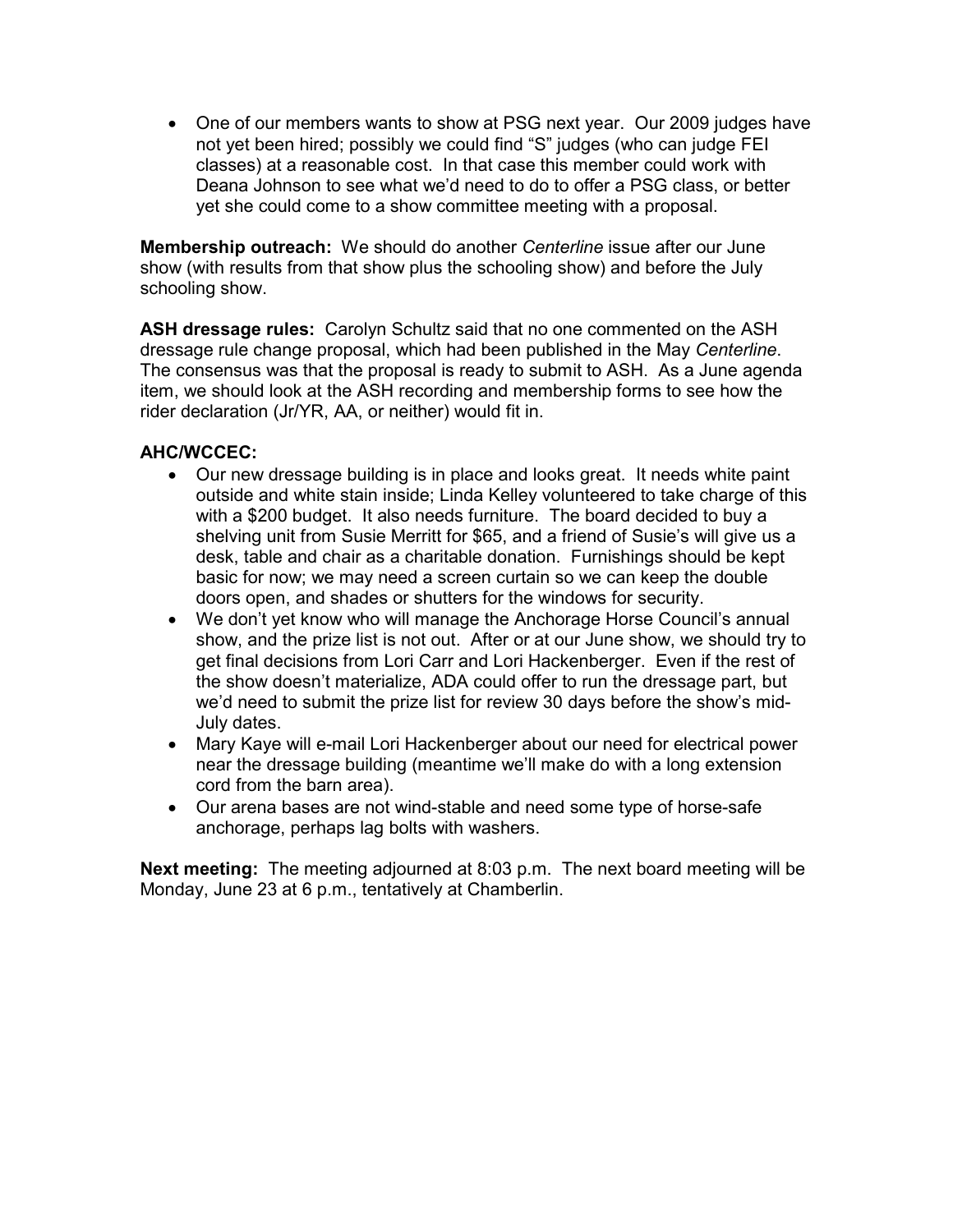- One of our members wants to show at PSG next year. Our 2009 judges have not yet been hired; possibly we could find "S" judges (who can judge FEI classes) at a reasonable cost. In that case this member could work with Deana Johnson to see what we'd need to do to offer a PSG class, or better yet she could come to a show committee meeting with a proposal.

**Membership outreach:** We should do another *Centerline* issue after our June show (with results from that show plus the schooling show) and before the July schooling show.

**ASH dressage rules:** Carolyn Schultz said that no one commented on the ASH dressage rule change proposal, which had been published in the May *Centerline*. The consensus was that the proposal is ready to submit to ASH. As a June agenda item, we should look at the ASH recording and membership forms to see how the rider declaration (Jr/YR, AA, or neither) would fit in.

**AHC/WCCEC:**

- Our new dressage building is in place and looks great. It needs white paint outside and white stain inside; Linda Kelley volunteered to take charge of this with a $200 budget. It also needs furniture. The board decided to buy a shelving unit from Susie Merritt for $65, and a friend of Susie's will give us a desk, table and chair as a charitable donation. Furnishings should be kept basic for now; we may need a screen curtain so we can keep the double doors open, and shades or shutters for the windows for security.
- We don't yet know who will manage the Anchorage Horse Council's annual show, and the prize list is not out. After or at our June show, we should try to get final decisions from Lori Carr and Lori Hackenberger. Even if the rest of the show doesn't materialize, ADA could offer to run the dressage part, but we'd need to submit the prize list for review 30 days before the show's mid-July dates.
- Mary Kaye will e-mail Lori Hackenberger about our need for electrical power near the dressage building (meantime we'll make do with a long extension cord from the barn area).
- Our arena bases are not wind-stable and need some type of horse-safe anchorage, perhaps lag bolts with washers.

**Next meeting:** The meeting adjourned at 8:03 p.m. The next board meeting will be Monday, June 23 at 6 p.m., tentatively at Chamberlin.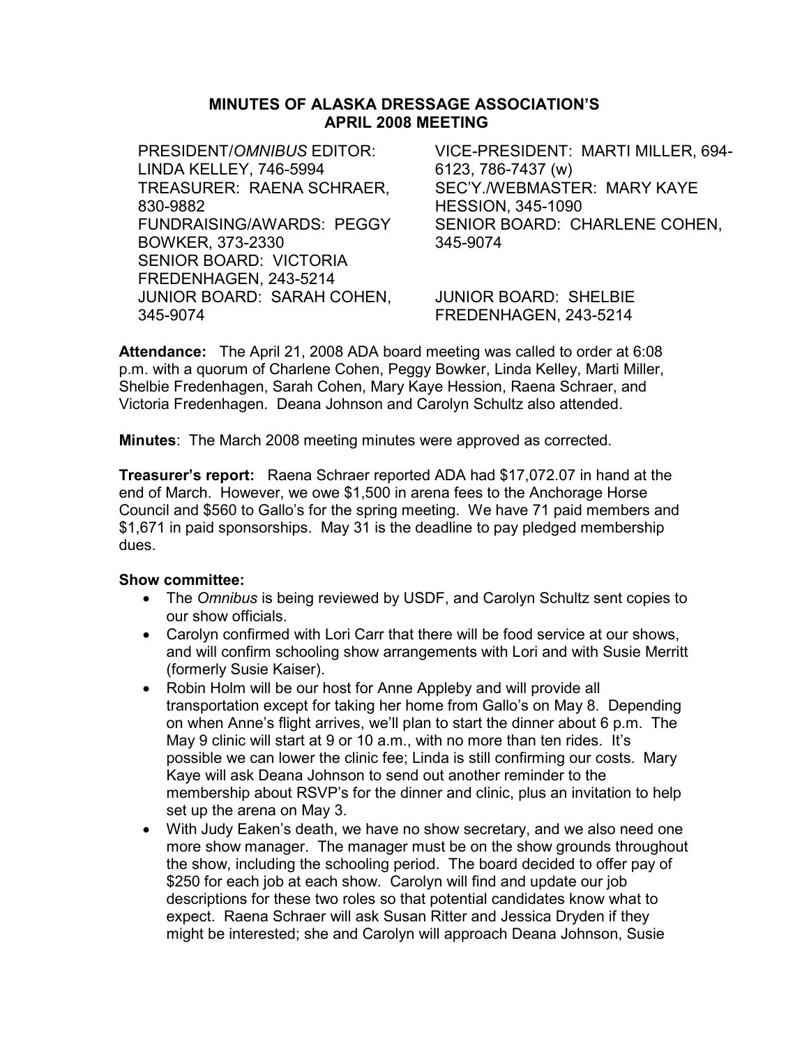# MINUTES OF ALASKA DRESSAGE ASSOCIATION'S APRIL 2008 MEETING

PRESIDENT/*OMNIBUS* EDITOR: LINDA KELLEY, 746-5994
TREASURER: RAENA SCHRAER, 830-9882
FUNDRAISING/AWARDS: PEGGY BOWKER, 373-2330
SENIOR BOARD: VICTORIA FREDENHAGEN, 243-5214
JUNIOR BOARD: SARAH COHEN, 345-9074

VICE-PRESIDENT: MARTI MILLER, 694-6123, 786-7437 (w)
SEC'Y./WEBMASTER: MARY KAYE HESSION, 345-1090
SENIOR BOARD: CHARLENE COHEN, 345-9074

JUNIOR BOARD: SHELBIE FREDENHAGEN, 243-5214

**Attendance:** The April 21, 2008 ADA board meeting was called to order at 6:08 p.m. with a quorum of Charlene Cohen, Peggy Bowker, Linda Kelley, Marti Miller, Shelbie Fredenhagen, Sarah Cohen, Mary Kaye Hession, Raena Schraer, and Victoria Fredenhagen. Deana Johnson and Carolyn Schultz also attended.

**Minutes**: The March 2008 meeting minutes were approved as corrected.

**Treasurer's report:** Raena Schraer reported ADA had $17,072.07 in hand at the end of March. However, we owe $1,500 in arena fees to the Anchorage Horse Council and $560 to Gallo's for the spring meeting. We have 71 paid members and $1,671 in paid sponsorships. May 31 is the deadline to pay pledged membership dues.

**Show committee:**

- The *Omnibus* is being reviewed by USDF, and Carolyn Schultz sent copies to our show officials.
- Carolyn confirmed with Lori Carr that there will be food service at our shows, and will confirm schooling show arrangements with Lori and with Susie Merritt (formerly Susie Kaiser).
- Robin Holm will be our host for Anne Appleby and will provide all transportation except for taking her home from Gallo's on May 8. Depending on when Anne's flight arrives, we'll plan to start the dinner about 6 p.m. The May 9 clinic will start at 9 or 10 a.m., with no more than ten rides. It's possible we can lower the clinic fee; Linda is still confirming our costs. Mary Kaye will ask Deana Johnson to send out another reminder to the membership about RSVP's for the dinner and clinic, plus an invitation to help set up the arena on May 3.
- With Judy Eaken's death, we have no show secretary, and we also need one more show manager. The manager must be on the show grounds throughout the show, including the schooling period. The board decided to offer pay of $250 for each job at each show. Carolyn will find and update our job descriptions for these two roles so that potential candidates know what to expect. Raena Schraer will ask Susan Ritter and Jessica Dryden if they might be interested; she and Carolyn will approach Deana Johnson, Susie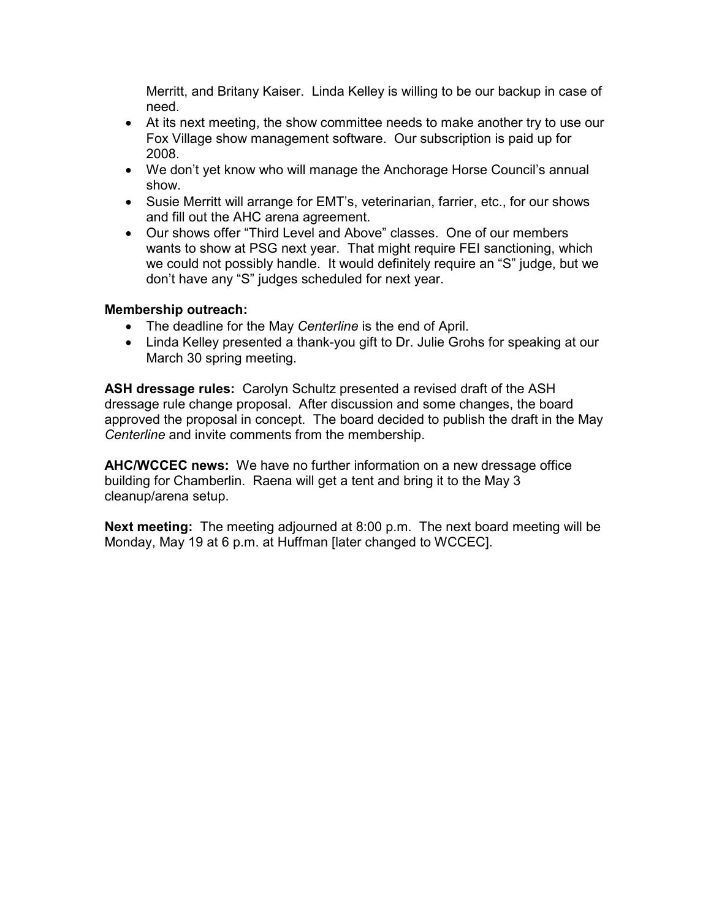Merritt, and Britany Kaiser. Linda Kelley is willing to be our backup in case of need.

- At its next meeting, the show committee needs to make another try to use our Fox Village show management software. Our subscription is paid up for 2008.
- We don't yet know who will manage the Anchorage Horse Council's annual show.
- Susie Merritt will arrange for EMT's, veterinarian, farrier, etc., for our shows and fill out the AHC arena agreement.
- Our shows offer "Third Level and Above" classes. One of our members wants to show at PSG next year. That might require FEI sanctioning, which we could not possibly handle. It would definitely require an "S" judge, but we don't have any "S" judges scheduled for next year.

**Membership outreach:**

- The deadline for the May *Centerline* is the end of April.
- Linda Kelley presented a thank-you gift to Dr. Julie Grohs for speaking at our March 30 spring meeting.

**ASH dressage rules:** Carolyn Schultz presented a revised draft of the ASH dressage rule change proposal. After discussion and some changes, the board approved the proposal in concept. The board decided to publish the draft in the May *Centerline* and invite comments from the membership.

**AHC/WCCEC news:** We have no further information on a new dressage office building for Chamberlin. Raena will get a tent and bring it to the May 3 cleanup/arena setup.

**Next meeting:** The meeting adjourned at 8:00 p.m. The next board meeting will be Monday, May 19 at 6 p.m. at Huffman [later changed to WCCEC].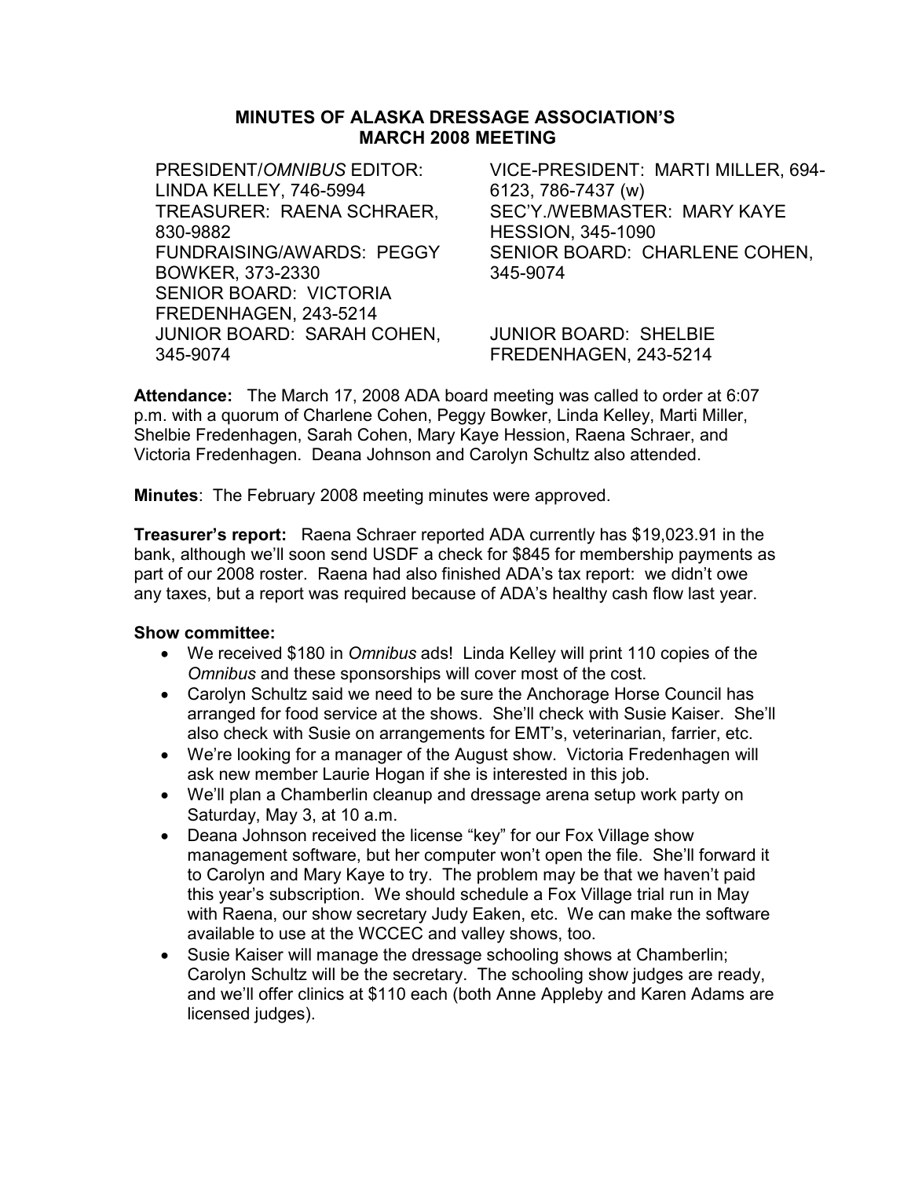# MINUTES OF ALASKA DRESSAGE ASSOCIATION'S MARCH 2008 MEETING

PRESIDENT/*OMNIBUS* EDITOR: LINDA KELLEY, 746-5994
VICE-PRESIDENT: MARTI MILLER, 694-6123, 786-7437 (w)
TREASURER: RAENA SCHRAER, 830-9882
SEC'Y./WEBMASTER: MARY KAYE HESSION, 345-1090
FUNDRAISING/AWARDS: PEGGY BOWKER, 373-2330
SENIOR BOARD: CHARLENE COHEN, 345-9074
SENIOR BOARD: VICTORIA FREDENHAGEN, 243-5214
JUNIOR BOARD: SARAH COHEN, 345-9074
JUNIOR BOARD: SHELBIE FREDENHAGEN, 243-5214

**Attendance:** The March 17, 2008 ADA board meeting was called to order at 6:07 p.m. with a quorum of Charlene Cohen, Peggy Bowker, Linda Kelley, Marti Miller, Shelbie Fredenhagen, Sarah Cohen, Mary Kaye Hession, Raena Schraer, and Victoria Fredenhagen. Deana Johnson and Carolyn Schultz also attended.

**Minutes**: The February 2008 meeting minutes were approved.

**Treasurer's report:** Raena Schraer reported ADA currently has $19,023.91 in the bank, although we'll soon send USDF a check for $845 for membership payments as part of our 2008 roster. Raena had also finished ADA's tax report: we didn't owe any taxes, but a report was required because of ADA's healthy cash flow last year.

**Show committee:**

- We received $180 in *Omnibus* ads! Linda Kelley will print 110 copies of the *Omnibus* and these sponsorships will cover most of the cost.
- Carolyn Schultz said we need to be sure the Anchorage Horse Council has arranged for food service at the shows. She'll check with Susie Kaiser. She'll also check with Susie on arrangements for EMT's, veterinarian, farrier, etc.
- We're looking for a manager of the August show. Victoria Fredenhagen will ask new member Laurie Hogan if she is interested in this job.
- We'll plan a Chamberlin cleanup and dressage arena setup work party on Saturday, May 3, at 10 a.m.
- Deana Johnson received the license "key" for our Fox Village show management software, but her computer won't open the file. She'll forward it to Carolyn and Mary Kaye to try. The problem may be that we haven't paid this year's subscription. We should schedule a Fox Village trial run in May with Raena, our show secretary Judy Eaken, etc. We can make the software available to use at the WCCEC and valley shows, too.
- Susie Kaiser will manage the dressage schooling shows at Chamberlin; Carolyn Schultz will be the secretary. The schooling show judges are ready, and we'll offer clinics at $110 each (both Anne Appleby and Karen Adams are licensed judges).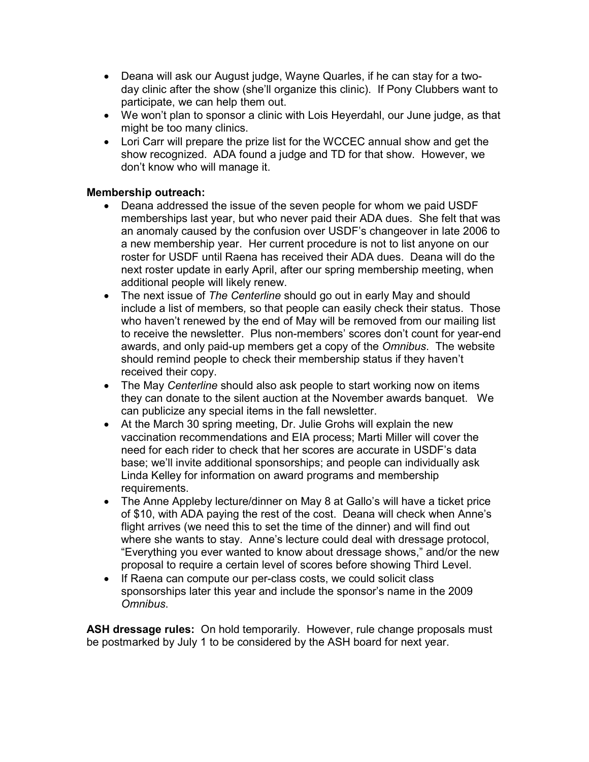- Deana will ask our August judge, Wayne Quarles, if he can stay for a two-day clinic after the show (she'll organize this clinic). If Pony Clubbers want to participate, we can help them out.
- We won't plan to sponsor a clinic with Lois Heyerdahl, our June judge, as that might be too many clinics.
- Lori Carr will prepare the prize list for the WCCEC annual show and get the show recognized. ADA found a judge and TD for that show. However, we don't know who will manage it.

**Membership outreach:**

- Deana addressed the issue of the seven people for whom we paid USDF memberships last year, but who never paid their ADA dues. She felt that was an anomaly caused by the confusion over USDF's changeover in late 2006 to a new membership year. Her current procedure is not to list anyone on our roster for USDF until Raena has received their ADA dues. Deana will do the next roster update in early April, after our spring membership meeting, when additional people will likely renew.
- The next issue of *The Centerline* should go out in early May and should include a list of members, so that people can easily check their status. Those who haven't renewed by the end of May will be removed from our mailing list to receive the newsletter. Plus non-members' scores don't count for year-end awards, and only paid-up members get a copy of the *Omnibus*. The website should remind people to check their membership status if they haven't received their copy.
- The May *Centerline* should also ask people to start working now on items they can donate to the silent auction at the November awards banquet. We can publicize any special items in the fall newsletter.
- At the March 30 spring meeting, Dr. Julie Grohs will explain the new vaccination recommendations and EIA process; Marti Miller will cover the need for each rider to check that her scores are accurate in USDF's data base; we'll invite additional sponsorships; and people can individually ask Linda Kelley for information on award programs and membership requirements.
- The Anne Appleby lecture/dinner on May 8 at Gallo's will have a ticket price of $10, with ADA paying the rest of the cost. Deana will check when Anne's flight arrives (we need this to set the time of the dinner) and will find out where she wants to stay. Anne's lecture could deal with dressage protocol, "Everything you ever wanted to know about dressage shows," and/or the new proposal to require a certain level of scores before showing Third Level.
- If Raena can compute our per-class costs, we could solicit class sponsorships later this year and include the sponsor's name in the 2009 *Omnibus*.

**ASH dressage rules:** On hold temporarily. However, rule change proposals must be postmarked by July 1 to be considered by the ASH board for next year.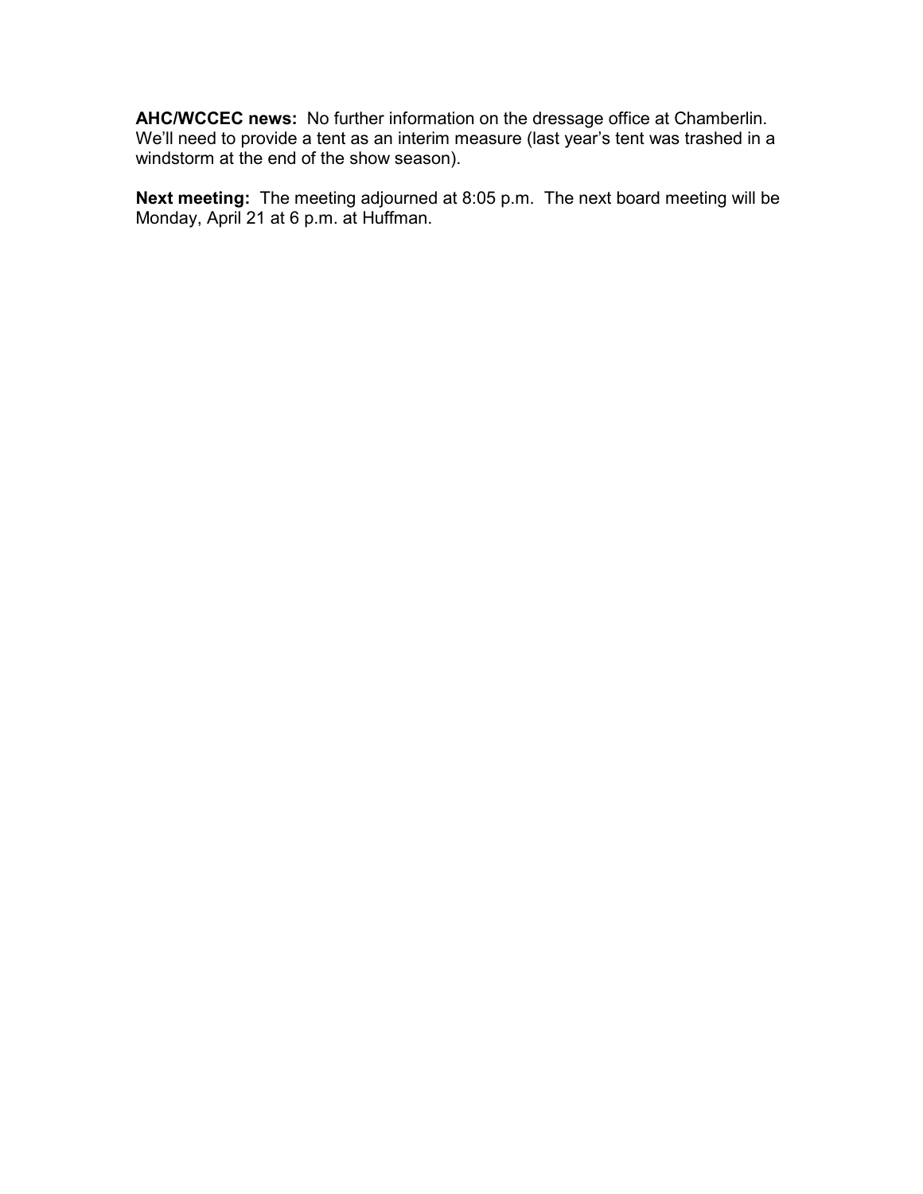**AHC/WCCEC news:** No further information on the dressage office at Chamberlin. We'll need to provide a tent as an interim measure (last year's tent was trashed in a windstorm at the end of the show season).

**Next meeting:** The meeting adjourned at 8:05 p.m. The next board meeting will be Monday, April 21 at 6 p.m. at Huffman.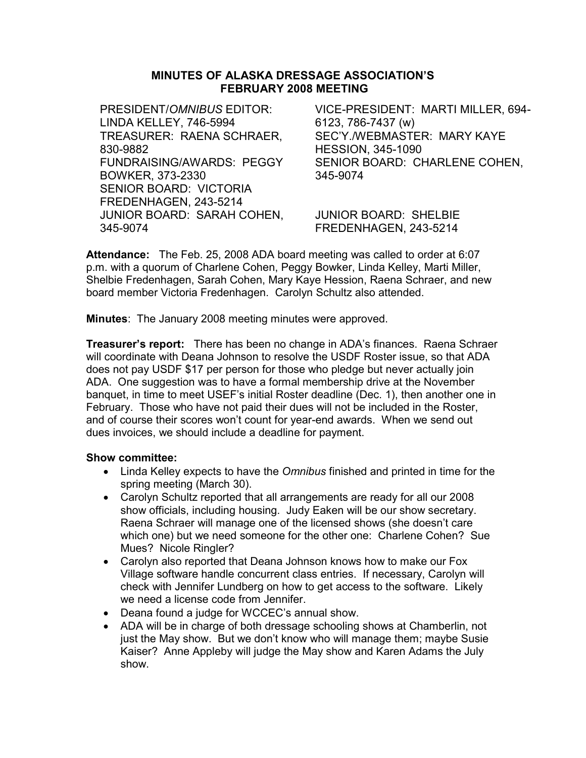# MINUTES OF ALASKA DRESSAGE ASSOCIATION'S FEBRUARY 2008 MEETING

PRESIDENT/*OMNIBUS* EDITOR: LINDA KELLEY, 746-5994
TREASURER: RAENA SCHRAER, 830-9882
FUNDRAISING/AWARDS: PEGGY BOWKER, 373-2330
SENIOR BOARD: VICTORIA FREDENHAGEN, 243-5214
JUNIOR BOARD: SARAH COHEN, 345-9074
VICE-PRESIDENT: MARTI MILLER, 694-6123, 786-7437 (w)
SEC'Y./WEBMASTER: MARY KAYE HESSION, 345-1090
SENIOR BOARD: CHARLENE COHEN, 345-9074
JUNIOR BOARD: SHELBIE FREDENHAGEN, 243-5214

**Attendance:** The Feb. 25, 2008 ADA board meeting was called to order at 6:07 p.m. with a quorum of Charlene Cohen, Peggy Bowker, Linda Kelley, Marti Miller, Shelbie Fredenhagen, Sarah Cohen, Mary Kaye Hession, Raena Schraer, and new board member Victoria Fredenhagen. Carolyn Schultz also attended.

**Minutes**: The January 2008 meeting minutes were approved.

**Treasurer's report:** There has been no change in ADA's finances. Raena Schraer will coordinate with Deana Johnson to resolve the USDF Roster issue, so that ADA does not pay USDF $17 per person for those who pledge but never actually join ADA. One suggestion was to have a formal membership drive at the November banquet, in time to meet USEF's initial Roster deadline (Dec. 1), then another one in February. Those who have not paid their dues will not be included in the Roster, and of course their scores won't count for year-end awards. When we send out dues invoices, we should include a deadline for payment.

**Show committee:**

- Linda Kelley expects to have the *Omnibus* finished and printed in time for the spring meeting (March 30).
- Carolyn Schultz reported that all arrangements are ready for all our 2008 show officials, including housing. Judy Eaken will be our show secretary. Raena Schraer will manage one of the licensed shows (she doesn't care which one) but we need someone for the other one: Charlene Cohen? Sue Mues? Nicole Ringler?
- Carolyn also reported that Deana Johnson knows how to make our Fox Village software handle concurrent class entries. If necessary, Carolyn will check with Jennifer Lundberg on how to get access to the software. Likely we need a license code from Jennifer.
- Deana found a judge for WCCEC's annual show.
- ADA will be in charge of both dressage schooling shows at Chamberlin, not just the May show. But we don't know who will manage them; maybe Susie Kaiser? Anne Appleby will judge the May show and Karen Adams the July show.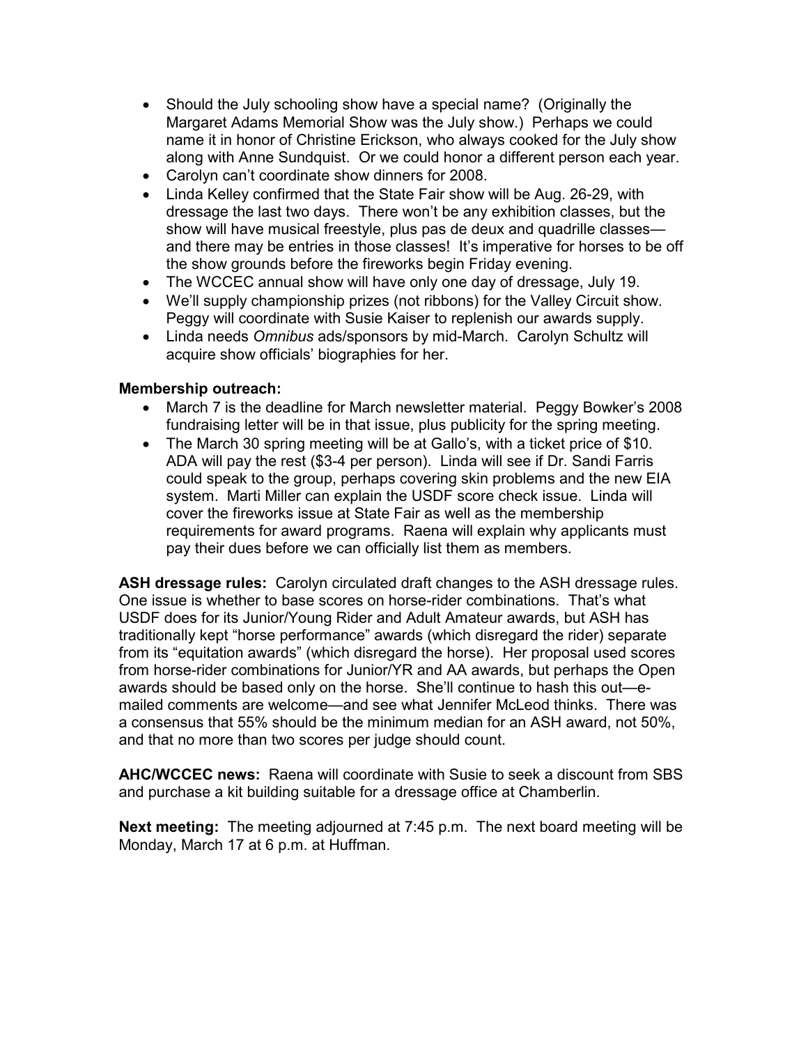- Should the July schooling show have a special name? (Originally the Margaret Adams Memorial Show was the July show.) Perhaps we could name it in honor of Christine Erickson, who always cooked for the July show along with Anne Sundquist. Or we could honor a different person each year.
- Carolyn can't coordinate show dinners for 2008.
- Linda Kelley confirmed that the State Fair show will be Aug. 26-29, with dressage the last two days. There won't be any exhibition classes, but the show will have musical freestyle, plus pas de deux and quadrille classes—and there may be entries in those classes! It's imperative for horses to be off the show grounds before the fireworks begin Friday evening.
- The WCCEC annual show will have only one day of dressage, July 19.
- We'll supply championship prizes (not ribbons) for the Valley Circuit show. Peggy will coordinate with Susie Kaiser to replenish our awards supply.
- Linda needs *Omnibus* ads/sponsors by mid-March. Carolyn Schultz will acquire show officials' biographies for her.

**Membership outreach:**

- March 7 is the deadline for March newsletter material. Peggy Bowker's 2008 fundraising letter will be in that issue, plus publicity for the spring meeting.
- The March 30 spring meeting will be at Gallo's, with a ticket price of $10. ADA will pay the rest ($3-4 per person). Linda will see if Dr. Sandi Farris could speak to the group, perhaps covering skin problems and the new EIA system. Marti Miller can explain the USDF score check issue. Linda will cover the fireworks issue at State Fair as well as the membership requirements for award programs. Raena will explain why applicants must pay their dues before we can officially list them as members.

**ASH dressage rules:** Carolyn circulated draft changes to the ASH dressage rules. One issue is whether to base scores on horse-rider combinations. That's what USDF does for its Junior/Young Rider and Adult Amateur awards, but ASH has traditionally kept "horse performance" awards (which disregard the rider) separate from its "equitation awards" (which disregard the horse). Her proposal used scores from horse-rider combinations for Junior/YR and AA awards, but perhaps the Open awards should be based only on the horse. She'll continue to hash this out—e-mailed comments are welcome—and see what Jennifer McLeod thinks. There was a consensus that 55% should be the minimum median for an ASH award, not 50%, and that no more than two scores per judge should count.

**AHC/WCCEC news:** Raena will coordinate with Susie to seek a discount from SBS and purchase a kit building suitable for a dressage office at Chamberlin.

**Next meeting:** The meeting adjourned at 7:45 p.m. The next board meeting will be Monday, March 17 at 6 p.m. at Huffman.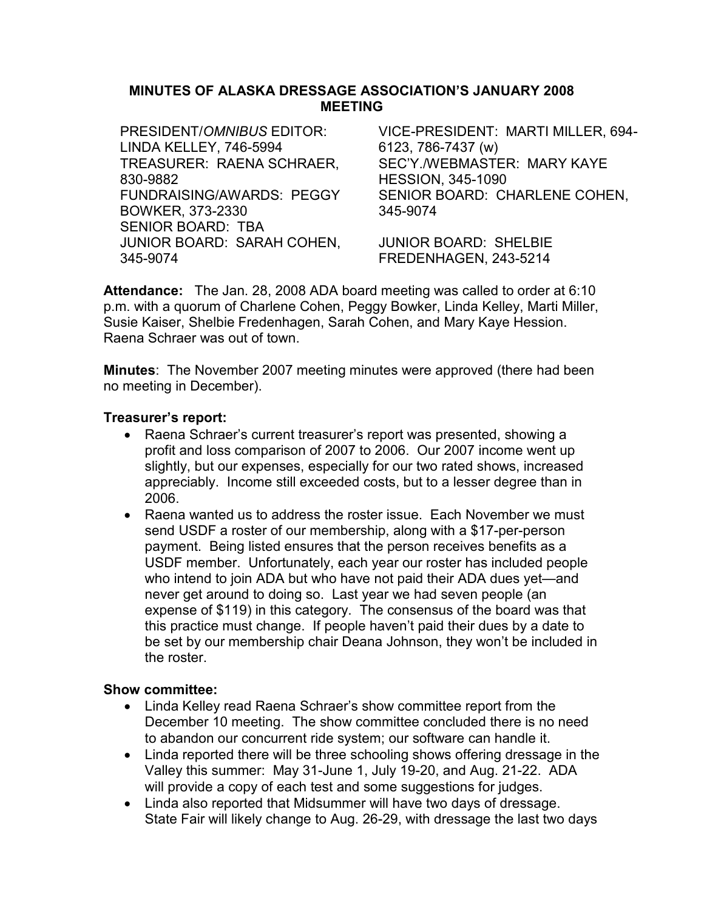### MINUTES OF ALASKA DRESSAGE ASSOCIATION'S JANUARY 2008 MEETING

PRESIDENT/*OMNIBUS* EDITOR: LINDA KELLEY, 746-5994
VICE-PRESIDENT: MARTI MILLER, 694-6123, 786-7437 (w)
TREASURER: RAENA SCHRAER, 830-9882
SEC'Y./WEBMASTER: MARY KAYE HESSION, 345-1090
FUNDRAISING/AWARDS: PEGGY BOWKER, 373-2330
SENIOR BOARD: CHARLENE COHEN, 345-9074
SENIOR BOARD: TBA
JUNIOR BOARD: SARAH COHEN, 345-9074
JUNIOR BOARD: SHELBIE FREDENHAGEN, 243-5214

**Attendance:** The Jan. 28, 2008 ADA board meeting was called to order at 6:10 p.m. with a quorum of Charlene Cohen, Peggy Bowker, Linda Kelley, Marti Miller, Susie Kaiser, Shelbie Fredenhagen, Sarah Cohen, and Mary Kaye Hession. Raena Schraer was out of town.

**Minutes**: The November 2007 meeting minutes were approved (there had been no meeting in December).

**Treasurer's report:**

- Raena Schraer's current treasurer's report was presented, showing a profit and loss comparison of 2007 to 2006. Our 2007 income went up slightly, but our expenses, especially for our two rated shows, increased appreciably. Income still exceeded costs, but to a lesser degree than in 2006.
- Raena wanted us to address the roster issue. Each November we must send USDF a roster of our membership, along with a $17-per-person payment. Being listed ensures that the person receives benefits as a USDF member. Unfortunately, each year our roster has included people who intend to join ADA but who have not paid their ADA dues yet—and never get around to doing so. Last year we had seven people (an expense of $119) in this category. The consensus of the board was that this practice must change. If people haven't paid their dues by a date to be set by our membership chair Deana Johnson, they won't be included in the roster.

**Show committee:**

- Linda Kelley read Raena Schraer's show committee report from the December 10 meeting. The show committee concluded there is no need to abandon our concurrent ride system; our software can handle it.
- Linda reported there will be three schooling shows offering dressage in the Valley this summer: May 31-June 1, July 19-20, and Aug. 21-22. ADA will provide a copy of each test and some suggestions for judges.
- Linda also reported that Midsummer will have two days of dressage. State Fair will likely change to Aug. 26-29, with dressage the last two days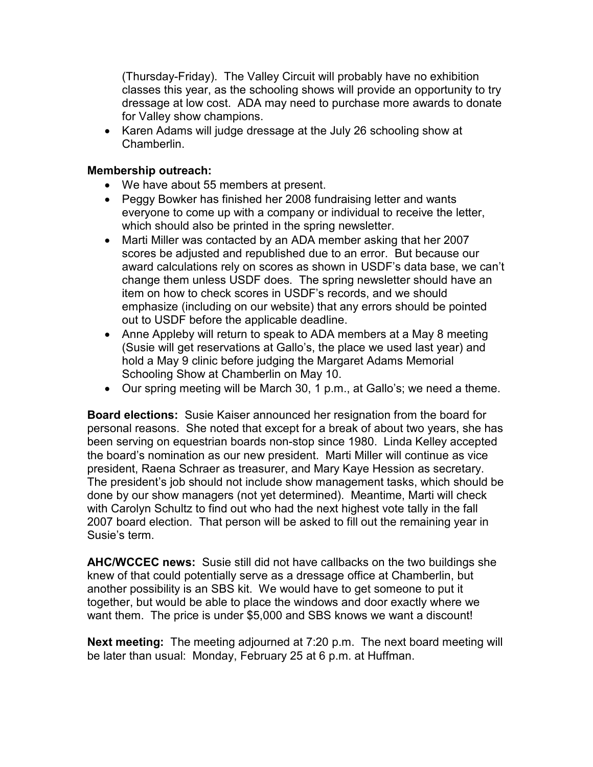(Thursday-Friday). The Valley Circuit will probably have no exhibition classes this year, as the schooling shows will provide an opportunity to try dressage at low cost. ADA may need to purchase more awards to donate for Valley show champions.

- Karen Adams will judge dressage at the July 26 schooling show at Chamberlin.

**Membership outreach:**

- We have about 55 members at present.
- Peggy Bowker has finished her 2008 fundraising letter and wants everyone to come up with a company or individual to receive the letter, which should also be printed in the spring newsletter.
- Marti Miller was contacted by an ADA member asking that her 2007 scores be adjusted and republished due to an error. But because our award calculations rely on scores as shown in USDF's data base, we can't change them unless USDF does. The spring newsletter should have an item on how to check scores in USDF's records, and we should emphasize (including on our website) that any errors should be pointed out to USDF before the applicable deadline.
- Anne Appleby will return to speak to ADA members at a May 8 meeting (Susie will get reservations at Gallo's, the place we used last year) and hold a May 9 clinic before judging the Margaret Adams Memorial Schooling Show at Chamberlin on May 10.
- Our spring meeting will be March 30, 1 p.m., at Gallo's; we need a theme.

**Board elections:** Susie Kaiser announced her resignation from the board for personal reasons. She noted that except for a break of about two years, she has been serving on equestrian boards non-stop since 1980. Linda Kelley accepted the board's nomination as our new president. Marti Miller will continue as vice president, Raena Schraer as treasurer, and Mary Kaye Hession as secretary. The president's job should not include show management tasks, which should be done by our show managers (not yet determined). Meantime, Marti will check with Carolyn Schultz to find out who had the next highest vote tally in the fall 2007 board election. That person will be asked to fill out the remaining year in Susie's term.

**AHC/WCCEC news:** Susie still did not have callbacks on the two buildings she knew of that could potentially serve as a dressage office at Chamberlin, but another possibility is an SBS kit. We would have to get someone to put it together, but would be able to place the windows and door exactly where we want them. The price is under $5,000 and SBS knows we want a discount!

**Next meeting:** The meeting adjourned at 7:20 p.m. The next board meeting will be later than usual: Monday, February 25 at 6 p.m. at Huffman.